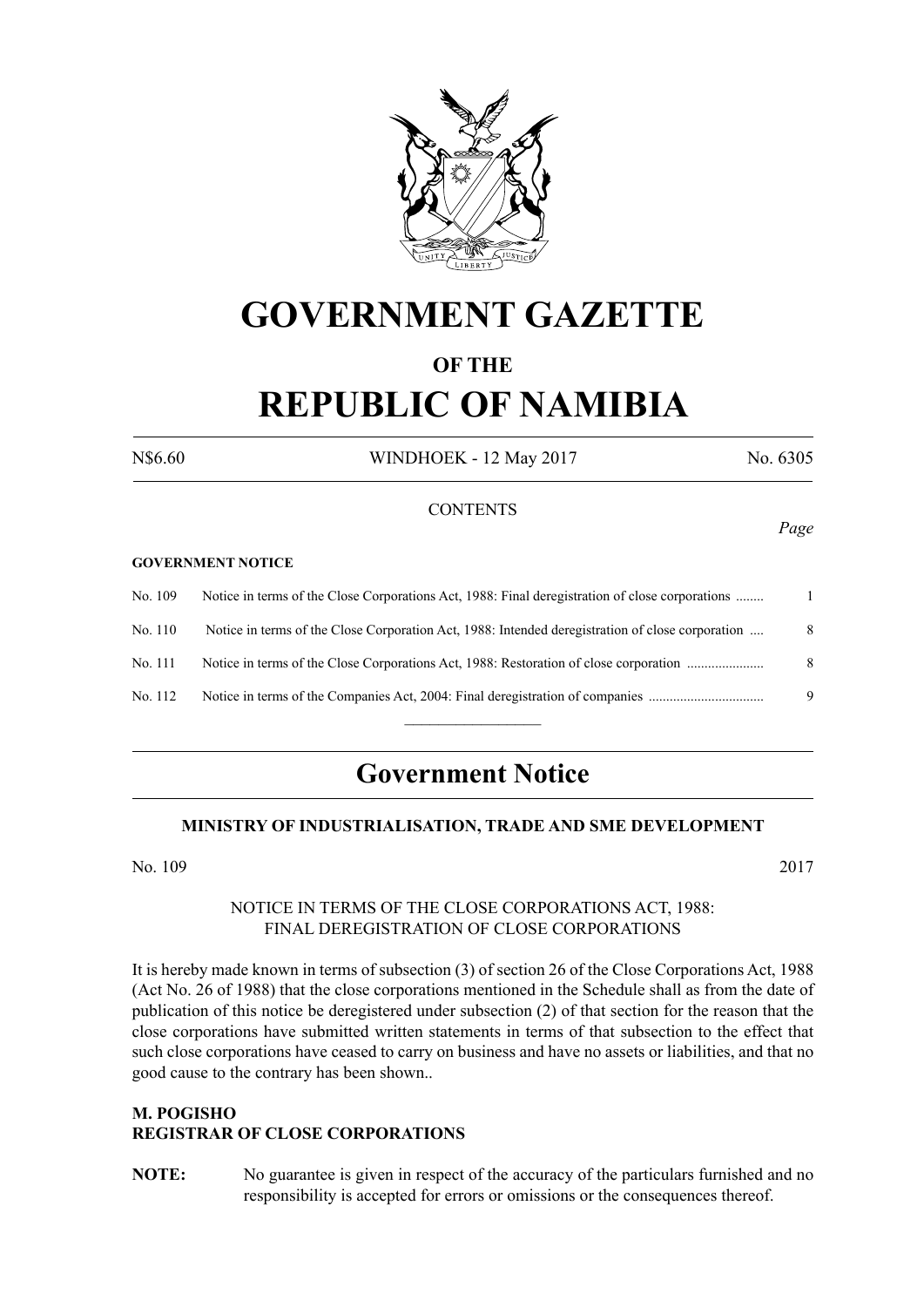# GOVERNMENT GAZETTE

## OF THE

# REPUBLIC OF NAMIBIA

N$6.60 WINDHOEK - 12 May 2017 No. 6305

CONTENTS

*Page*

**GOVERNMENT NOTICE**

| | | |
|---|---|---|
| No. 109 | Notice in terms of the Close Corporations Act, 1988: Final deregistration of close corporations ........ | 1 |
| No. 110 | Notice in terms of the Close Corporation Act, 1988: Intended deregistration of close corporation .... | 8 |
| No. 111 | Notice in terms of the Close Corporations Act, 1988: Restoration of close corporation ...................... | 8 |
| No. 112 | Notice in terms of the Companies Act, 2004: Final deregistration of companies ................................. | 9 |

---

## Government Notice

### MINISTRY OF INDUSTRIALISATION, TRADE AND SME DEVELOPMENT

No. 109 2017

NOTICE IN TERMS OF THE CLOSE CORPORATIONS ACT, 1988:
FINAL DEREGISTRATION OF CLOSE CORPORATIONS

It is hereby made known in terms of subsection (3) of section 26 of the Close Corporations Act, 1988 (Act No. 26 of 1988) that the close corporations mentioned in the Schedule shall as from the date of publication of this notice be deregistered under subsection (2) of that section for the reason that the close corporations have submitted written statements in terms of that subsection to the effect that such close corporations have ceased to carry on business and have no assets or liabilities, and that no good cause to the contrary has been shown..

**M. POGISHO**
**REGISTRAR OF CLOSE CORPORATIONS**

**NOTE:** No guarantee is given in respect of the accuracy of the particulars furnished and no responsibility is accepted for errors or omissions or the consequences thereof.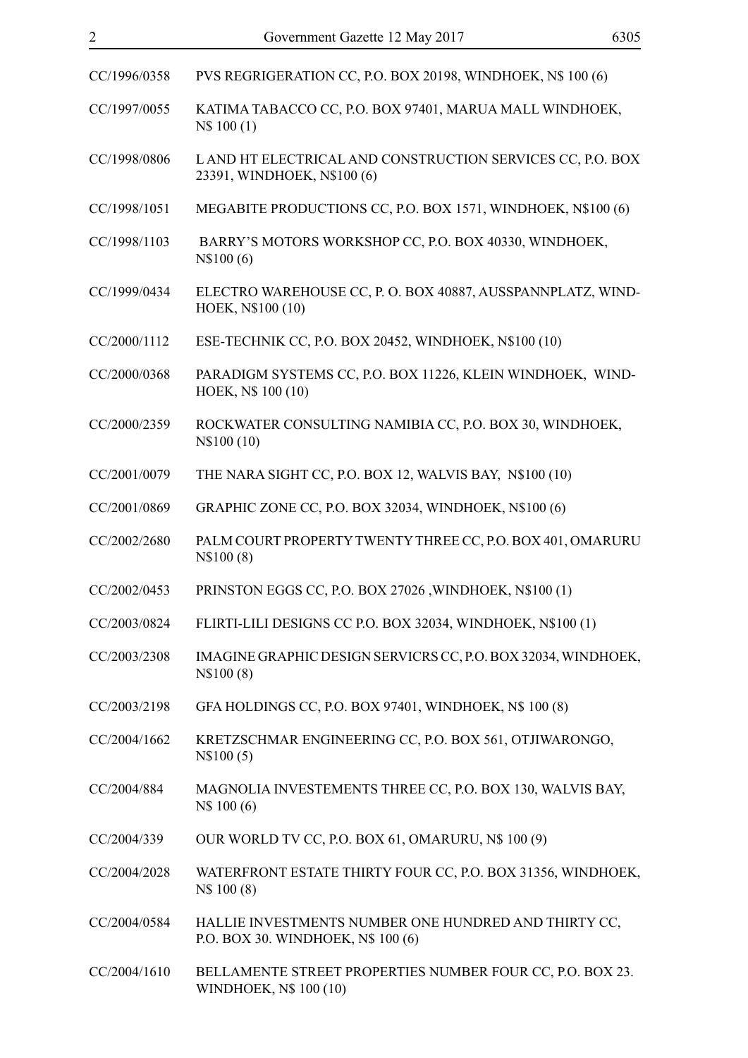| | |
|---|---|
| CC/1996/0358 | PVS REGRIGERATION CC, P.O. BOX 20198, WINDHOEK, N$ 100 (6) |
| CC/1997/0055 | KATIMA TABACCO CC, P.O. BOX 97401, MARUA MALL WINDHOEK, N$ 100 (1) |
| CC/1998/0806 | L AND HT ELECTRICAL AND CONSTRUCTION SERVICES CC, P.O. BOX 23391, WINDHOEK, N$100 (6) |
| CC/1998/1051 | MEGABITE PRODUCTIONS CC, P.O. BOX 1571, WINDHOEK, N$100 (6) |
| CC/1998/1103 | BARRY'S MOTORS WORKSHOP CC, P.O. BOX 40330, WINDHOEK, N$100 (6) |
| CC/1999/0434 | ELECTRO WAREHOUSE CC, P. O. BOX 40887, AUSSPANNPLATZ, WINDHOEK, N$100 (10) |
| CC/2000/1112 | ESE-TECHNIK CC, P.O. BOX 20452, WINDHOEK, N$100 (10) |
| CC/2000/0368 | PARADIGM SYSTEMS CC, P.O. BOX 11226, KLEIN WINDHOEK, WINDHOEK, N$ 100 (10) |
| CC/2000/2359 | ROCKWATER CONSULTING NAMIBIA CC, P.O. BOX 30, WINDHOEK, N$100 (10) |
| CC/2001/0079 | THE NARA SIGHT CC, P.O. BOX 12, WALVIS BAY, N$100 (10) |
| CC/2001/0869 | GRAPHIC ZONE CC, P.O. BOX 32034, WINDHOEK, N$100 (6) |
| CC/2002/2680 | PALM COURT PROPERTY TWENTY THREE CC, P.O. BOX 401, OMARURU N$100 (8) |
| CC/2002/0453 | PRINSTON EGGS CC, P.O. BOX 27026 ,WINDHOEK, N$100 (1) |
| CC/2003/0824 | FLIRTI-LILI DESIGNS CC P.O. BOX 32034, WINDHOEK, N$100 (1) |
| CC/2003/2308 | IMAGINE GRAPHIC DESIGN SERVICRS CC, P.O. BOX 32034, WINDHOEK, N$100 (8) |
| CC/2003/2198 | GFA HOLDINGS CC, P.O. BOX 97401, WINDHOEK, N$ 100 (8) |
| CC/2004/1662 | KRETZSCHMAR ENGINEERING CC, P.O. BOX 561, OTJIWARONGO, N$100 (5) |
| CC/2004/884 | MAGNOLIA INVESTEMENTS THREE CC, P.O. BOX 130, WALVIS BAY, N$ 100 (6) |
| CC/2004/339 | OUR WORLD TV CC, P.O. BOX 61, OMARURU, N$ 100 (9) |
| CC/2004/2028 | WATERFRONT ESTATE THIRTY FOUR CC, P.O. BOX 31356, WINDHOEK, N$ 100 (8) |
| CC/2004/0584 | HALLIE INVESTMENTS NUMBER ONE HUNDRED AND THIRTY CC, P.O. BOX 30. WINDHOEK, N$ 100 (6) |
| CC/2004/1610 | BELLAMENTE STREET PROPERTIES NUMBER FOUR CC, P.O. BOX 23. WINDHOEK, N$ 100 (10) |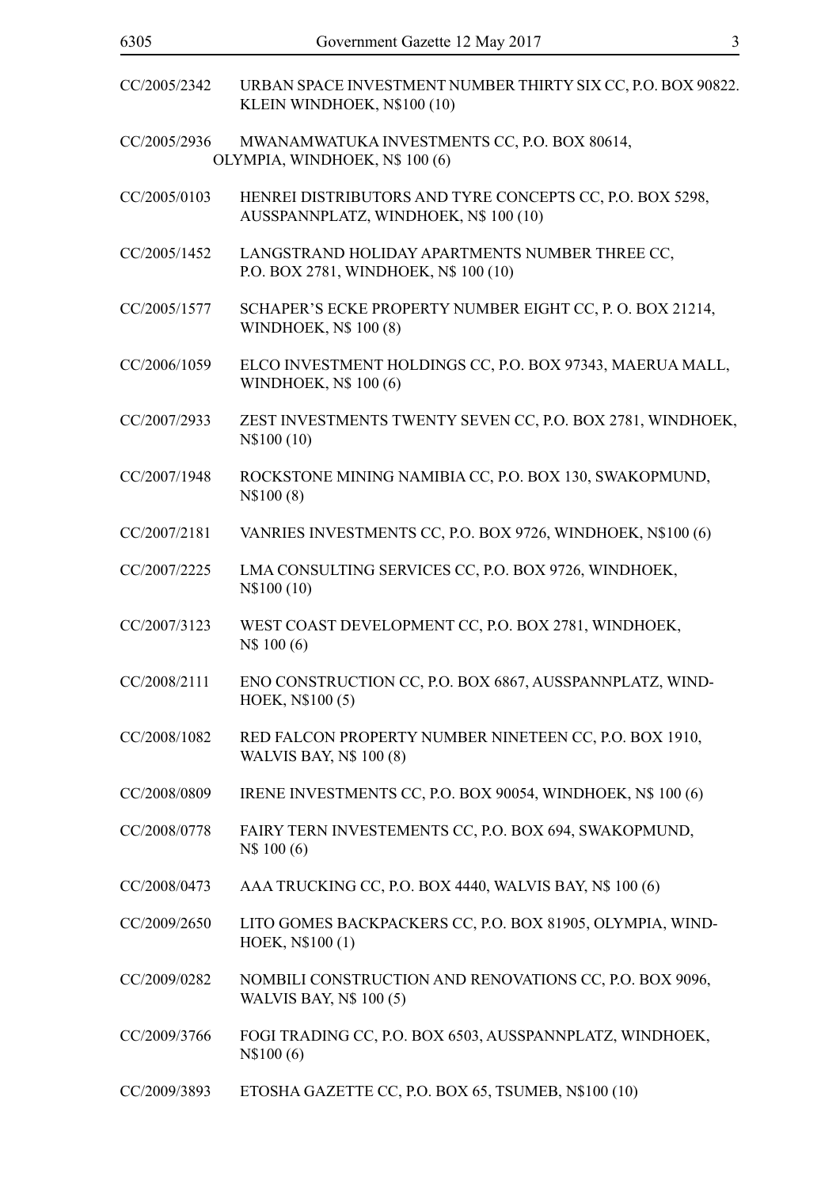CC/2005/2342 URBAN SPACE INVESTMENT NUMBER THIRTY SIX CC, P.O. BOX 90822. KLEIN WINDHOEK, N$100 (10)

CC/2005/2936 MWANAMWATUKA INVESTMENTS CC, P.O. BOX 80614, OLYMPIA, WINDHOEK, N$ 100 (6)

CC/2005/0103 HENREI DISTRIBUTORS AND TYRE CONCEPTS CC, P.O. BOX 5298, AUSSPANNPLATZ, WINDHOEK, N$ 100 (10)

CC/2005/1452 LANGSTRAND HOLIDAY APARTMENTS NUMBER THREE CC, P.O. BOX 2781, WINDHOEK, N$ 100 (10)

CC/2005/1577 SCHAPER'S ECKE PROPERTY NUMBER EIGHT CC, P. O. BOX 21214, WINDHOEK, N$ 100 (8)

CC/2006/1059 ELCO INVESTMENT HOLDINGS CC, P.O. BOX 97343, MAERUA MALL, WINDHOEK, N$ 100 (6)

CC/2007/2933 ZEST INVESTMENTS TWENTY SEVEN CC, P.O. BOX 2781, WINDHOEK, N$100 (10)

CC/2007/1948 ROCKSTONE MINING NAMIBIA CC, P.O. BOX 130, SWAKOPMUND, N$100 (8)

CC/2007/2181 VANRIES INVESTMENTS CC, P.O. BOX 9726, WINDHOEK, N$100 (6)

CC/2007/2225 LMA CONSULTING SERVICES CC, P.O. BOX 9726, WINDHOEK, N$100 (10)

CC/2007/3123 WEST COAST DEVELOPMENT CC, P.O. BOX 2781, WINDHOEK, N$ 100 (6)

CC/2008/2111 ENO CONSTRUCTION CC, P.O. BOX 6867, AUSSPANNPLATZ, WINDHOEK, N$100 (5)

CC/2008/1082 RED FALCON PROPERTY NUMBER NINETEEN CC, P.O. BOX 1910, WALVIS BAY, N$ 100 (8)

CC/2008/0809 IRENE INVESTMENTS CC, P.O. BOX 90054, WINDHOEK, N$ 100 (6)

CC/2008/0778 FAIRY TERN INVESTEMENTS CC, P.O. BOX 694, SWAKOPMUND, N$ 100 (6)

CC/2008/0473 AAA TRUCKING CC, P.O. BOX 4440, WALVIS BAY, N$ 100 (6)

CC/2009/2650 LITO GOMES BACKPACKERS CC, P.O. BOX 81905, OLYMPIA, WINDHOEK, N$100 (1)

CC/2009/0282 NOMBILI CONSTRUCTION AND RENOVATIONS CC, P.O. BOX 9096, WALVIS BAY, N$ 100 (5)

CC/2009/3766 FOGI TRADING CC, P.O. BOX 6503, AUSSPANNPLATZ, WINDHOEK, N$100 (6)

CC/2009/3893 ETOSHA GAZETTE CC, P.O. BOX 65, TSUMEB, N$100 (10)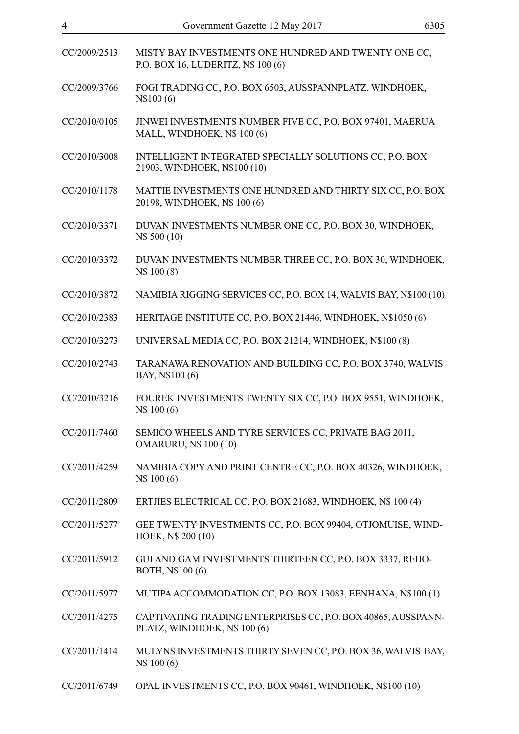| | |
|---|---|
| CC/2009/2513 | MISTY BAY INVESTMENTS ONE HUNDRED AND TWENTY ONE CC, P.O. BOX 16, LUDERITZ, N$ 100 (6) |
| CC/2009/3766 | FOGI TRADING CC, P.O. BOX 6503, AUSSPANNPLATZ, WINDHOEK, N$100 (6) |
| CC/2010/0105 | JINWEI INVESTMENTS NUMBER FIVE CC, P.O. BOX 97401, MAERUA MALL, WINDHOEK, N$ 100 (6) |
| CC/2010/3008 | INTELLIGENT INTEGRATED SPECIALLY SOLUTIONS CC, P.O. BOX 21903, WINDHOEK, N$100 (10) |
| CC/2010/1178 | MATTIE INVESTMENTS ONE HUNDRED AND THIRTY SIX CC, P.O. BOX 20198, WINDHOEK, N$ 100 (6) |
| CC/2010/3371 | DUVAN INVESTMENTS NUMBER ONE CC, P.O. BOX 30, WINDHOEK, N$ 500 (10) |
| CC/2010/3372 | DUVAN INVESTMENTS NUMBER THREE CC, P.O. BOX 30, WINDHOEK, N$ 100 (8) |
| CC/2010/3872 | NAMIBIA RIGGING SERVICES CC, P.O. BOX 14, WALVIS BAY, N$100 (10) |
| CC/2010/2383 | HERITAGE INSTITUTE CC, P.O. BOX 21446, WINDHOEK, N$1050 (6) |
| CC/2010/3273 | UNIVERSAL MEDIA CC, P.O. BOX 21214, WINDHOEK, N$100 (8) |
| CC/2010/2743 | TARANAWA RENOVATION AND BUILDING CC, P.O. BOX 3740, WALVIS BAY, N$100 (6) |
| CC/2010/3216 | FOUREK INVESTMENTS TWENTY SIX CC, P.O. BOX 9551, WINDHOEK, N$ 100 (6) |
| CC/2011/7460 | SEMICO WHEELS AND TYRE SERVICES CC, PRIVATE BAG 2011, OMARURU, N$ 100 (10) |
| CC/2011/4259 | NAMIBIA COPY AND PRINT CENTRE CC, P.O. BOX 40326, WINDHOEK, N$ 100 (6) |
| CC/2011/2809 | ERTJIES ELECTRICAL CC, P.O. BOX 21683, WINDHOEK, N$ 100 (4) |
| CC/2011/5277 | GEE TWENTY INVESTMENTS CC, P.O. BOX 99404, OTJOMUISE, WIND-HOEK, N$ 200 (10) |
| CC/2011/5912 | GUI AND GAM INVESTMENTS THIRTEEN CC, P.O. BOX 3337, REHO-BOTH, N$100 (6) |
| CC/2011/5977 | MUTIPA ACCOMMODATION CC, P.O. BOX 13083, EENHANA, N$100 (1) |
| CC/2011/4275 | CAPTIVATING TRADING ENTERPRISES CC, P.O. BOX 40865, AUSSPANN-PLATZ, WINDHOEK, N$ 100 (6) |
| CC/2011/1414 | MULYNS INVESTMENTS THIRTY SEVEN CC, P.O. BOX 36, WALVIS BAY, N$ 100 (6) |
| CC/2011/6749 | OPAL INVESTMENTS CC, P.O. BOX 90461, WINDHOEK, N$100 (10) |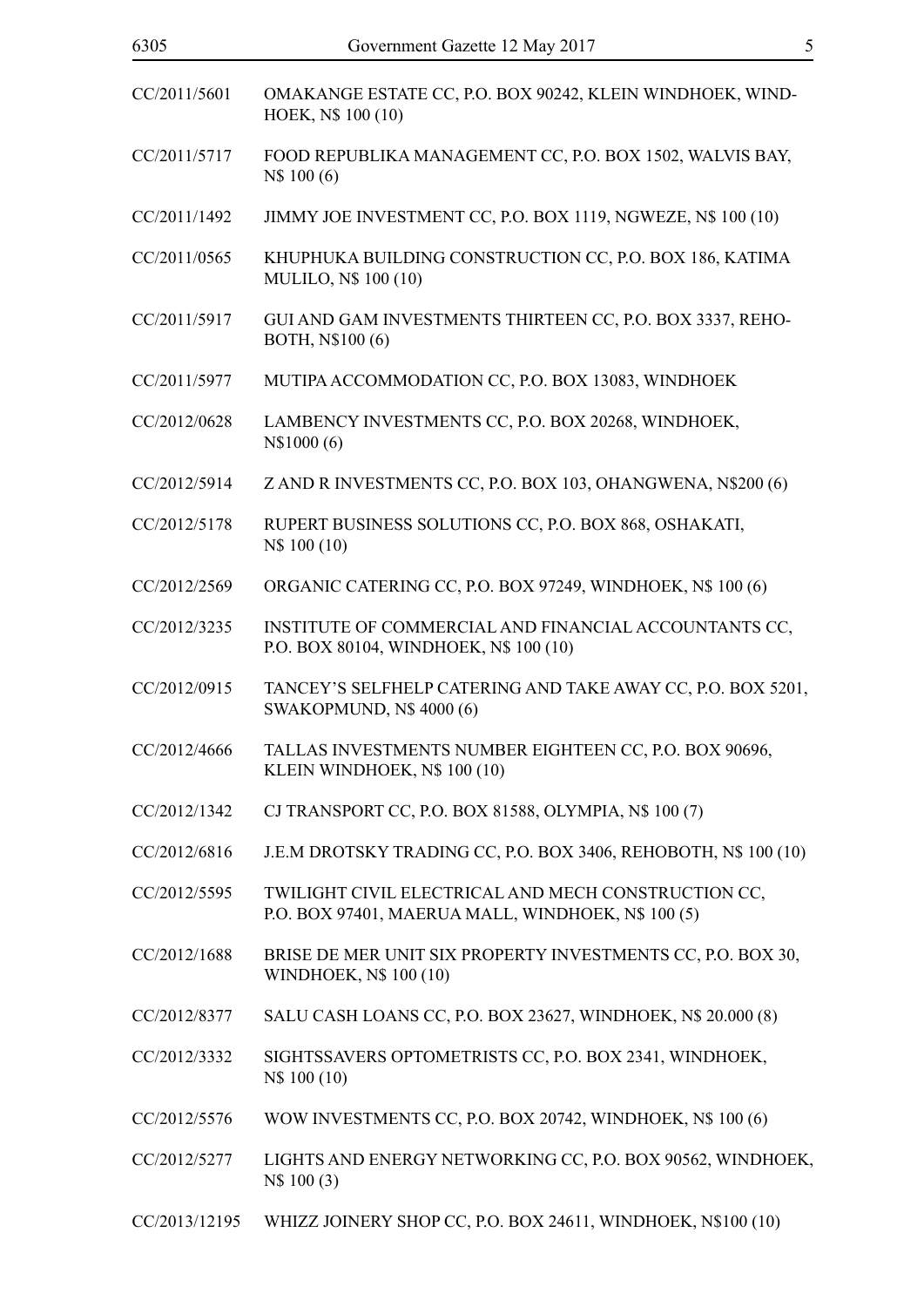| | |
|---|---|
| CC/2011/5601 | OMAKANGE ESTATE CC, P.O. BOX 90242, KLEIN WINDHOEK, WINDHOEK, N$ 100 (10) |
| CC/2011/5717 | FOOD REPUBLIKA MANAGEMENT CC, P.O. BOX 1502, WALVIS BAY, N$ 100 (6) |
| CC/2011/1492 | JIMMY JOE INVESTMENT CC, P.O. BOX 1119, NGWEZE, N$ 100 (10) |
| CC/2011/0565 | KHUPHUKA BUILDING CONSTRUCTION CC, P.O. BOX 186, KATIMA MULILO, N$ 100 (10) |
| CC/2011/5917 | GUI AND GAM INVESTMENTS THIRTEEN CC, P.O. BOX 3337, REHOBOTH, N$100 (6) |
| CC/2011/5977 | MUTIPA ACCOMMODATION CC, P.O. BOX 13083, WINDHOEK |
| CC/2012/0628 | LAMBENCY INVESTMENTS CC, P.O. BOX 20268, WINDHOEK, N$1000 (6) |
| CC/2012/5914 | Z AND R INVESTMENTS CC, P.O. BOX 103, OHANGWENA, N$200 (6) |
| CC/2012/5178 | RUPERT BUSINESS SOLUTIONS CC, P.O. BOX 868, OSHAKATI, N$ 100 (10) |
| CC/2012/2569 | ORGANIC CATERING CC, P.O. BOX 97249, WINDHOEK, N$ 100 (6) |
| CC/2012/3235 | INSTITUTE OF COMMERCIAL AND FINANCIAL ACCOUNTANTS CC, P.O. BOX 80104, WINDHOEK, N$ 100 (10) |
| CC/2012/0915 | TANCEY'S SELFHELP CATERING AND TAKE AWAY CC, P.O. BOX 5201, SWAKOPMUND, N$ 4000 (6) |
| CC/2012/4666 | TALLAS INVESTMENTS NUMBER EIGHTEEN CC, P.O. BOX 90696, KLEIN WINDHOEK, N$ 100 (10) |
| CC/2012/1342 | CJ TRANSPORT CC, P.O. BOX 81588, OLYMPIA, N$ 100 (7) |
| CC/2012/6816 | J.E.M DROTSKY TRADING CC, P.O. BOX 3406, REHOBOTH, N$ 100 (10) |
| CC/2012/5595 | TWILIGHT CIVIL ELECTRICAL AND MECH CONSTRUCTION CC, P.O. BOX 97401, MAERUA MALL, WINDHOEK, N$ 100 (5) |
| CC/2012/1688 | BRISE DE MER UNIT SIX PROPERTY INVESTMENTS CC, P.O. BOX 30, WINDHOEK, N$ 100 (10) |
| CC/2012/8377 | SALU CASH LOANS CC, P.O. BOX 23627, WINDHOEK, N$ 20.000 (8) |
| CC/2012/3332 | SIGHTSSAVERS OPTOMETRISTS CC, P.O. BOX 2341, WINDHOEK, N$ 100 (10) |
| CC/2012/5576 | WOW INVESTMENTS CC, P.O. BOX 20742, WINDHOEK, N$ 100 (6) |
| CC/2012/5277 | LIGHTS AND ENERGY NETWORKING CC, P.O. BOX 90562, WINDHOEK, N$ 100 (3) |
| CC/2013/12195 | WHIZZ JOINERY SHOP CC, P.O. BOX 24611, WINDHOEK, N$100 (10) |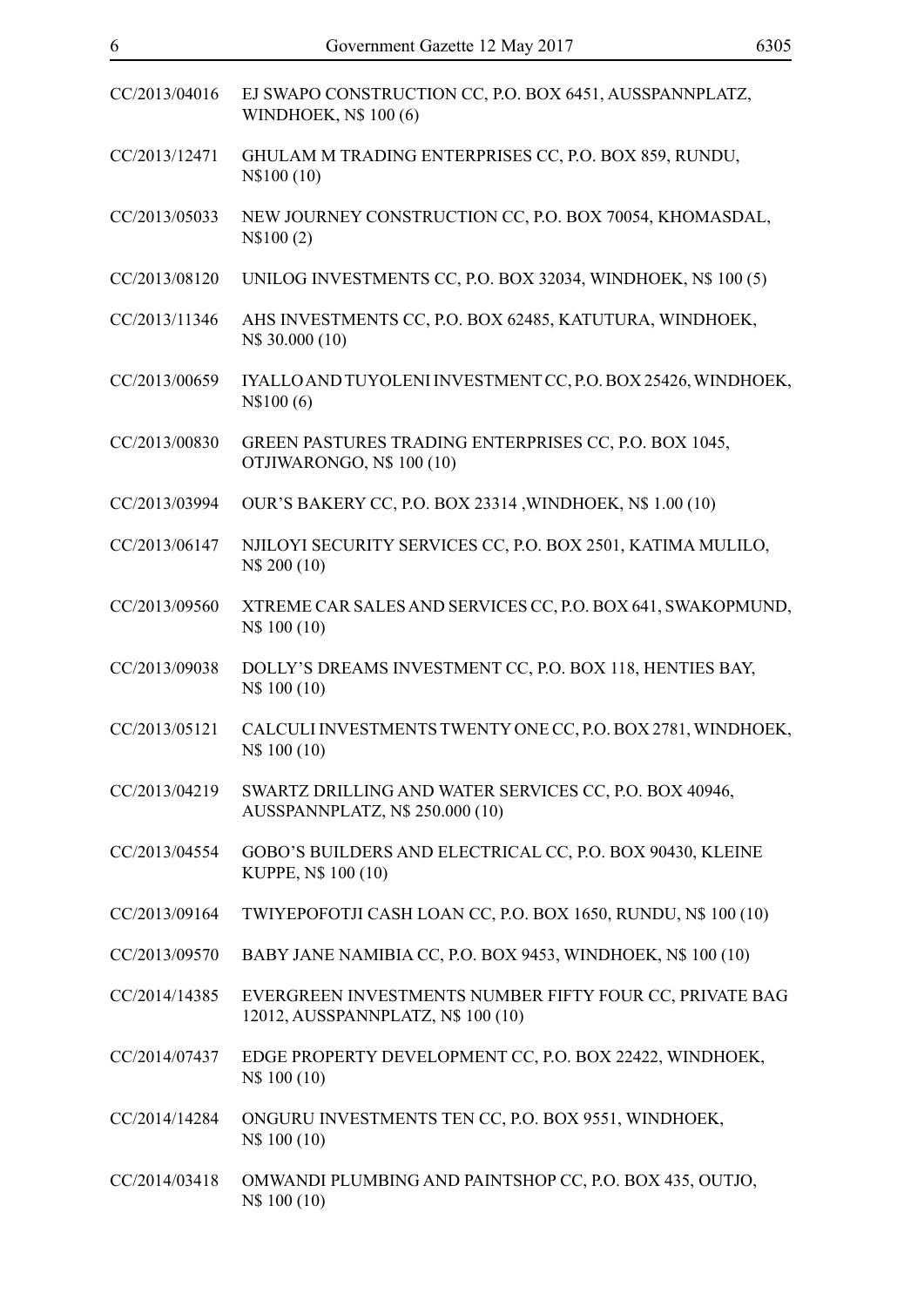CC/2013/04016 EJ SWAPO CONSTRUCTION CC, P.O. BOX 6451, AUSSPANNPLATZ, WINDHOEK, N$ 100 (6)

CC/2013/12471 GHULAM M TRADING ENTERPRISES CC, P.O. BOX 859, RUNDU, N$100 (10)

CC/2013/05033 NEW JOURNEY CONSTRUCTION CC, P.O. BOX 70054, KHOMASDAL, N$100 (2)

CC/2013/08120 UNILOG INVESTMENTS CC, P.O. BOX 32034, WINDHOEK, N$ 100 (5)

CC/2013/11346 AHS INVESTMENTS CC, P.O. BOX 62485, KATUTURA, WINDHOEK, N$ 30.000 (10)

CC/2013/00659 IYALLO AND TUYOLENI INVESTMENT CC, P.O. BOX 25426, WINDHOEK, N$100 (6)

CC/2013/00830 GREEN PASTURES TRADING ENTERPRISES CC, P.O. BOX 1045, OTJIWARONGO, N$ 100 (10)

CC/2013/03994 OUR'S BAKERY CC, P.O. BOX 23314 ,WINDHOEK, N$ 1.00 (10)

CC/2013/06147 NJILOYI SECURITY SERVICES CC, P.O. BOX 2501, KATIMA MULILO, N$ 200 (10)

CC/2013/09560 XTREME CAR SALES AND SERVICES CC, P.O. BOX 641, SWAKOPMUND, N$ 100 (10)

CC/2013/09038 DOLLY'S DREAMS INVESTMENT CC, P.O. BOX 118, HENTIES BAY, N$ 100 (10)

CC/2013/05121 CALCULI INVESTMENTS TWENTY ONE CC, P.O. BOX 2781, WINDHOEK, N$ 100 (10)

CC/2013/04219 SWARTZ DRILLING AND WATER SERVICES CC, P.O. BOX 40946, AUSSPANNPLATZ, N$ 250.000 (10)

CC/2013/04554 GOBO'S BUILDERS AND ELECTRICAL CC, P.O. BOX 90430, KLEINE KUPPE, N$ 100 (10)

CC/2013/09164 TWIYEPOFOTJI CASH LOAN CC, P.O. BOX 1650, RUNDU, N$ 100 (10)

CC/2013/09570 BABY JANE NAMIBIA CC, P.O. BOX 9453, WINDHOEK, N$ 100 (10)

CC/2014/14385 EVERGREEN INVESTMENTS NUMBER FIFTY FOUR CC, PRIVATE BAG 12012, AUSSPANNPLATZ, N$ 100 (10)

CC/2014/07437 EDGE PROPERTY DEVELOPMENT CC, P.O. BOX 22422, WINDHOEK, N$ 100 (10)

CC/2014/14284 ONGURU INVESTMENTS TEN CC, P.O. BOX 9551, WINDHOEK, N$ 100 (10)

CC/2014/03418 OMWANDI PLUMBING AND PAINTSHOP CC, P.O. BOX 435, OUTJO, N$ 100 (10)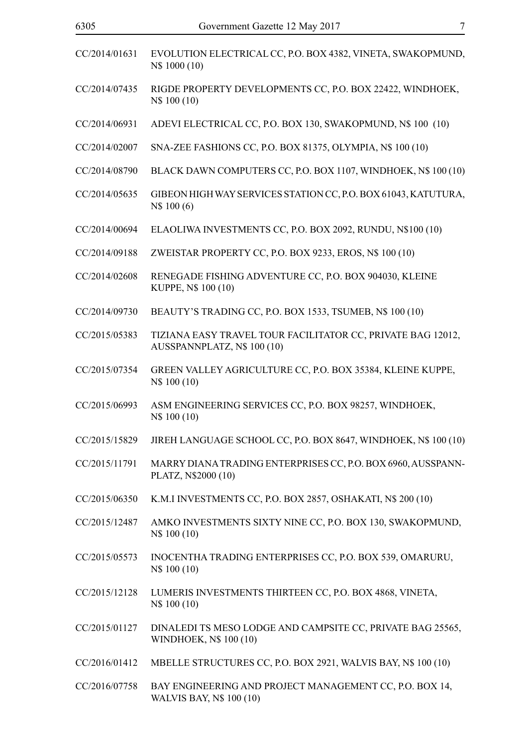CC/2014/01631 EVOLUTION ELECTRICAL CC, P.O. BOX 4382, VINETA, SWAKOPMUND, N$ 1000 (10)

CC/2014/07435 RIGDE PROPERTY DEVELOPMENTS CC, P.O. BOX 22422, WINDHOEK, N$ 100 (10)

CC/2014/06931 ADEVI ELECTRICAL CC, P.O. BOX 130, SWAKOPMUND, N$ 100 (10)

CC/2014/02007 SNA-ZEE FASHIONS CC, P.O. BOX 81375, OLYMPIA, N$ 100 (10)

CC/2014/08790 BLACK DAWN COMPUTERS CC, P.O. BOX 1107, WINDHOEK, N$ 100 (10)

CC/2014/05635 GIBEON HIGH WAY SERVICES STATION CC, P.O. BOX 61043, KATUTURA, N$ 100 (6)

CC/2014/00694 ELAOLIWA INVESTMENTS CC, P.O. BOX 2092, RUNDU, N$100 (10)

CC/2014/09188 ZWEISTAR PROPERTY CC, P.O. BOX 9233, EROS, N$ 100 (10)

CC/2014/02608 RENEGADE FISHING ADVENTURE CC, P.O. BOX 904030, KLEINE KUPPE, N$ 100 (10)

CC/2014/09730 BEAUTY'S TRADING CC, P.O. BOX 1533, TSUMEB, N$ 100 (10)

CC/2015/05383 TIZIANA EASY TRAVEL TOUR FACILITATOR CC, PRIVATE BAG 12012, AUSSPANNPLATZ, N$ 100 (10)

CC/2015/07354 GREEN VALLEY AGRICULTURE CC, P.O. BOX 35384, KLEINE KUPPE, N$ 100 (10)

CC/2015/06993 ASM ENGINEERING SERVICES CC, P.O. BOX 98257, WINDHOEK, N$ 100 (10)

CC/2015/15829 JIREH LANGUAGE SCHOOL CC, P.O. BOX 8647, WINDHOEK, N$ 100 (10)

CC/2015/11791 MARRY DIANA TRADING ENTERPRISES CC, P.O. BOX 6960, AUSSPANN-PLATZ, N$2000 (10)

CC/2015/06350 K.M.I INVESTMENTS CC, P.O. BOX 2857, OSHAKATI, N$ 200 (10)

CC/2015/12487 AMKO INVESTMENTS SIXTY NINE CC, P.O. BOX 130, SWAKOPMUND, N$ 100 (10)

CC/2015/05573 INOCENTHA TRADING ENTERPRISES CC, P.O. BOX 539, OMARURU, N$ 100 (10)

CC/2015/12128 LUMERIS INVESTMENTS THIRTEEN CC, P.O. BOX 4868, VINETA, N$ 100 (10)

CC/2015/01127 DINALEDI TS MESO LODGE AND CAMPSITE CC, PRIVATE BAG 25565, WINDHOEK, N$ 100 (10)

CC/2016/01412 MBELLE STRUCTURES CC, P.O. BOX 2921, WALVIS BAY, N$ 100 (10)

CC/2016/07758 BAY ENGINEERING AND PROJECT MANAGEMENT CC, P.O. BOX 14, WALVIS BAY, N$ 100 (10)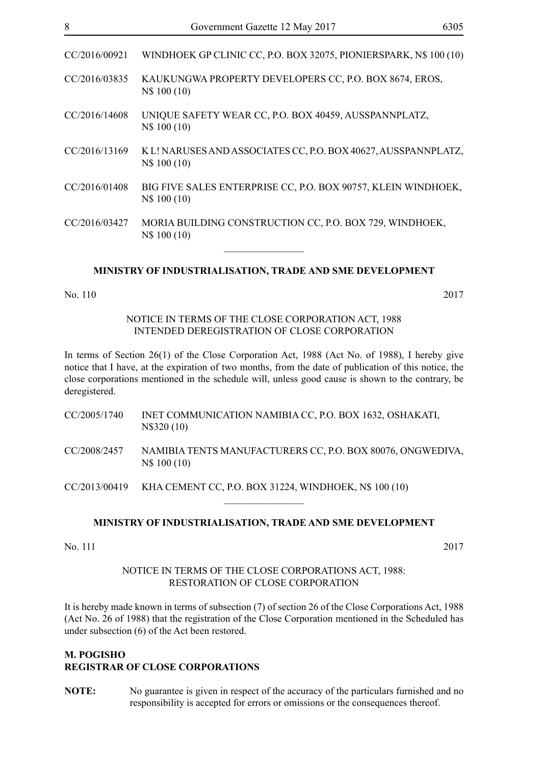CC/2016/00921 WINDHOEK GP CLINIC CC, P.O. BOX 32075, PIONIERSPARK, N$ 100 (10)

CC/2016/03835 KAUKUNGWA PROPERTY DEVELOPERS CC, P.O. BOX 8674, EROS, N$ 100 (10)

CC/2016/14608 UNIQUE SAFETY WEAR CC, P.O. BOX 40459, AUSSPANNPLATZ, N$ 100 (10)

CC/2016/13169 K L! NARUSES AND ASSOCIATES CC, P.O. BOX 40627, AUSSPANNPLATZ, N$ 100 (10)

CC/2016/01408 BIG FIVE SALES ENTERPRISE CC, P.O. BOX 90757, KLEIN WINDHOEK, N$ 100 (10)

CC/2016/03427 MORIA BUILDING CONSTRUCTION CC, P.O. BOX 729, WINDHOEK, N$ 100 (10)

---

**MINISTRY OF INDUSTRIALISATION, TRADE AND SME DEVELOPMENT**

No. 110 2017

NOTICE IN TERMS OF THE CLOSE CORPORATION ACT, 1988
INTENDED DEREGISTRATION OF CLOSE CORPORATION

In terms of Section 26(1) of the Close Corporation Act, 1988 (Act No. of 1988), I hereby give notice that I have, at the expiration of two months, from the date of publication of this notice, the close corporations mentioned in the schedule will, unless good cause is shown to the contrary, be deregistered.

CC/2005/1740 INET COMMUNICATION NAMIBIA CC, P.O. BOX 1632, OSHAKATI, N$320 (10)

CC/2008/2457 NAMIBIA TENTS MANUFACTURERS CC, P.O. BOX 80076, ONGWEDIVA, N$ 100 (10)

CC/2013/00419 KHA CEMENT CC, P.O. BOX 31224, WINDHOEK, N$ 100 (10)

---

**MINISTRY OF INDUSTRIALISATION, TRADE AND SME DEVELOPMENT**

No. 111 2017

NOTICE IN TERMS OF THE CLOSE CORPORATIONS ACT, 1988:
RESTORATION OF CLOSE CORPORATION

It is hereby made known in terms of subsection (7) of section 26 of the Close Corporations Act, 1988 (Act No. 26 of 1988) that the registration of the Close Corporation mentioned in the Scheduled has under subsection (6) of the Act been restored.

**M. POGISHO**
**REGISTRAR OF CLOSE CORPORATIONS**

**NOTE:** No guarantee is given in respect of the accuracy of the particulars furnished and no responsibility is accepted for errors or omissions or the consequences thereof.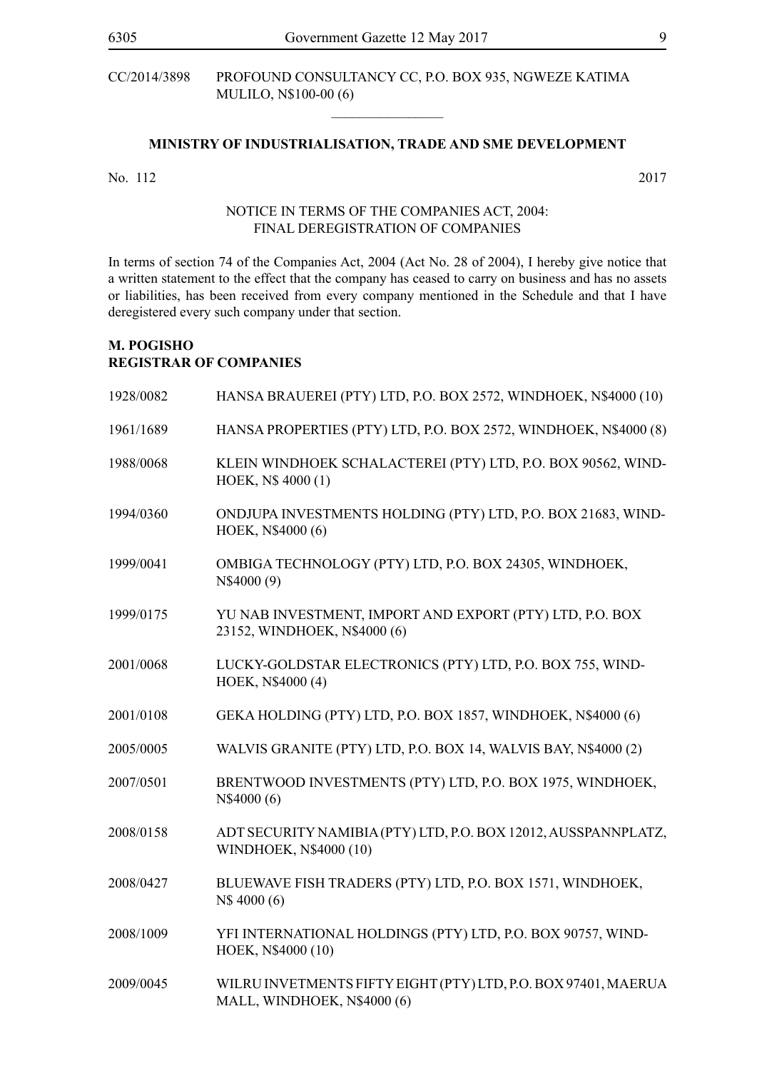CC/2014/3898 PROFOUND CONSULTANCY CC, P.O. BOX 935, NGWEZE KATIMA MULILO, N$100-00 (6)

---

**MINISTRY OF INDUSTRIALISATION, TRADE AND SME DEVELOPMENT**

No. 112 2017

NOTICE IN TERMS OF THE COMPANIES ACT, 2004:
FINAL DEREGISTRATION OF COMPANIES

In terms of section 74 of the Companies Act, 2004 (Act No. 28 of 2004), I hereby give notice that a written statement to the effect that the company has ceased to carry on business and has no assets or liabilities, has been received from every company mentioned in the Schedule and that I have deregistered every such company under that section.

**M. POGISHO**
**REGISTRAR OF COMPANIES**

| | |
|---|---|
| 1928/0082 | HANSA BRAUEREI (PTY) LTD, P.O. BOX 2572, WINDHOEK, N$4000 (10) |
| 1961/1689 | HANSA PROPERTIES (PTY) LTD, P.O. BOX 2572, WINDHOEK, N$4000 (8) |
| 1988/0068 | KLEIN WINDHOEK SCHALACTEREI (PTY) LTD, P.O. BOX 90562, WINDHOEK, N$ 4000 (1) |
| 1994/0360 | ONDJUPA INVESTMENTS HOLDING (PTY) LTD, P.O. BOX 21683, WINDHOEK, N$4000 (6) |
| 1999/0041 | OMBIGA TECHNOLOGY (PTY) LTD, P.O. BOX 24305, WINDHOEK, N$4000 (9) |
| 1999/0175 | YU NAB INVESTMENT, IMPORT AND EXPORT (PTY) LTD, P.O. BOX 23152, WINDHOEK, N$4000 (6) |
| 2001/0068 | LUCKY-GOLDSTAR ELECTRONICS (PTY) LTD, P.O. BOX 755, WINDHOEK, N$4000 (4) |
| 2001/0108 | GEKA HOLDING (PTY) LTD, P.O. BOX 1857, WINDHOEK, N$4000 (6) |
| 2005/0005 | WALVIS GRANITE (PTY) LTD, P.O. BOX 14, WALVIS BAY, N$4000 (2) |
| 2007/0501 | BRENTWOOD INVESTMENTS (PTY) LTD, P.O. BOX 1975, WINDHOEK, N$4000 (6) |
| 2008/0158 | ADT SECURITY NAMIBIA (PTY) LTD, P.O. BOX 12012, AUSSPANNPLATZ, WINDHOEK, N$4000 (10) |
| 2008/0427 | BLUEWAVE FISH TRADERS (PTY) LTD, P.O. BOX 1571, WINDHOEK, N$ 4000 (6) |
| 2008/1009 | YFI INTERNATIONAL HOLDINGS (PTY) LTD, P.O. BOX 90757, WINDHOEK, N$4000 (10) |
| 2009/0045 | WILRU INVETMENTS FIFTY EIGHT (PTY) LTD, P.O. BOX 97401, MAERUA MALL, WINDHOEK, N$4000 (6) |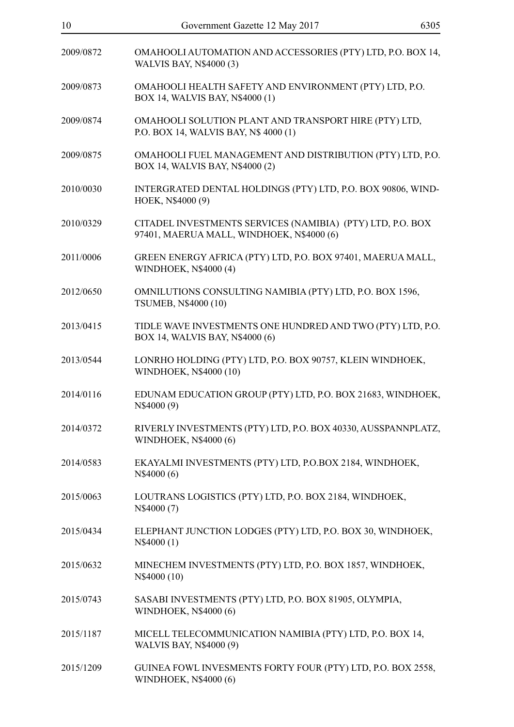| | |
|---|---|
| 2009/0872 | OMAHOOLI AUTOMATION AND ACCESSORIES (PTY) LTD, P.O. BOX 14, WALVIS BAY, N$4000 (3) |
| 2009/0873 | OMAHOOLI HEALTH SAFETY AND ENVIRONMENT (PTY) LTD, P.O. BOX 14, WALVIS BAY, N$4000 (1) |
| 2009/0874 | OMAHOOLI SOLUTION PLANT AND TRANSPORT HIRE (PTY) LTD, P.O. BOX 14, WALVIS BAY, N$ 4000 (1) |
| 2009/0875 | OMAHOOLI FUEL MANAGEMENT AND DISTRIBUTION (PTY) LTD, P.O. BOX 14, WALVIS BAY, N$4000 (2) |
| 2010/0030 | INTERGRATED DENTAL HOLDINGS (PTY) LTD, P.O. BOX 90806, WINDHOEK, N$4000 (9) |
| 2010/0329 | CITADEL INVESTMENTS SERVICES (NAMIBIA) (PTY) LTD, P.O. BOX 97401, MAERUA MALL, WINDHOEK, N$4000 (6) |
| 2011/0006 | GREEN ENERGY AFRICA (PTY) LTD, P.O. BOX 97401, MAERUA MALL, WINDHOEK, N$4000 (4) |
| 2012/0650 | OMNILUTIONS CONSULTING NAMIBIA (PTY) LTD, P.O. BOX 1596, TSUMEB, N$4000 (10) |
| 2013/0415 | TIDLE WAVE INVESTMENTS ONE HUNDRED AND TWO (PTY) LTD, P.O. BOX 14, WALVIS BAY, N$4000 (6) |
| 2013/0544 | LONRHO HOLDING (PTY) LTD, P.O. BOX 90757, KLEIN WINDHOEK, WINDHOEK, N$4000 (10) |
| 2014/0116 | EDUNAM EDUCATION GROUP (PTY) LTD, P.O. BOX 21683, WINDHOEK, N$4000 (9) |
| 2014/0372 | RIVERLY INVESTMENTS (PTY) LTD, P.O. BOX 40330, AUSSPANNPLATZ, WINDHOEK, N$4000 (6) |
| 2014/0583 | EKAYALMI INVESTMENTS (PTY) LTD, P.O.BOX 2184, WINDHOEK, N$4000 (6) |
| 2015/0063 | LOUTRANS LOGISTICS (PTY) LTD, P.O. BOX 2184, WINDHOEK, N$4000 (7) |
| 2015/0434 | ELEPHANT JUNCTION LODGES (PTY) LTD, P.O. BOX 30, WINDHOEK, N$4000 (1) |
| 2015/0632 | MINECHEM INVESTMENTS (PTY) LTD, P.O. BOX 1857, WINDHOEK, N$4000 (10) |
| 2015/0743 | SASABI INVESTMENTS (PTY) LTD, P.O. BOX 81905, OLYMPIA, WINDHOEK, N$4000 (6) |
| 2015/1187 | MICELL TELECOMMUNICATION NAMIBIA (PTY) LTD, P.O. BOX 14, WALVIS BAY, N$4000 (9) |
| 2015/1209 | GUINEA FOWL INVESMENTS FORTY FOUR (PTY) LTD, P.O. BOX 2558, WINDHOEK, N$4000 (6) |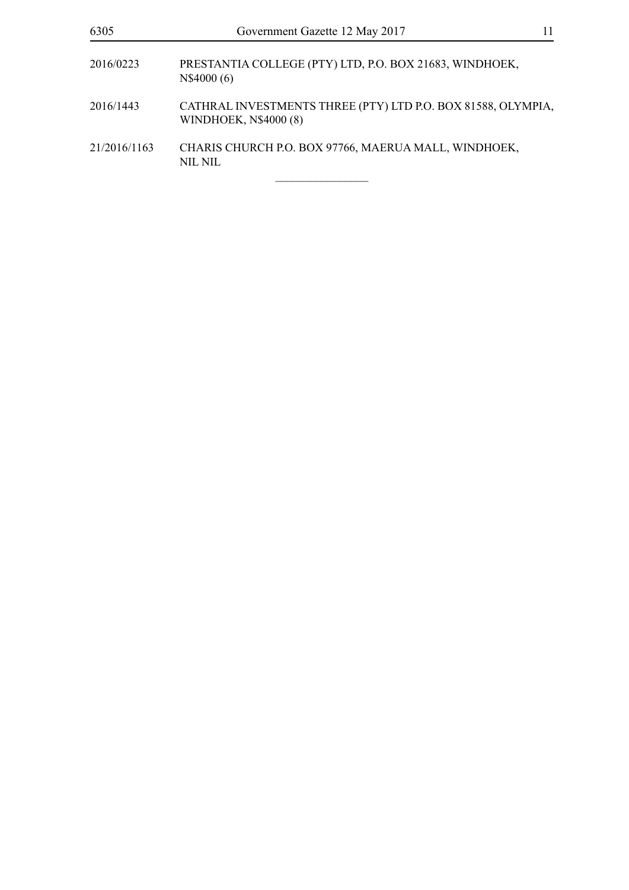| | |
|---|---|
| 2016/0223 | PRESTANTIA COLLEGE (PTY) LTD, P.O. BOX 21683, WINDHOEK, N$4000 (6) |
| 2016/1443 | CATHRAL INVESTMENTS THREE (PTY) LTD P.O. BOX 81588, OLYMPIA, WINDHOEK, N$4000 (8) |
| 21/2016/1163 | CHARIS CHURCH P.O. BOX 97766, MAERUA MALL, WINDHOEK, NIL NIL |

________________